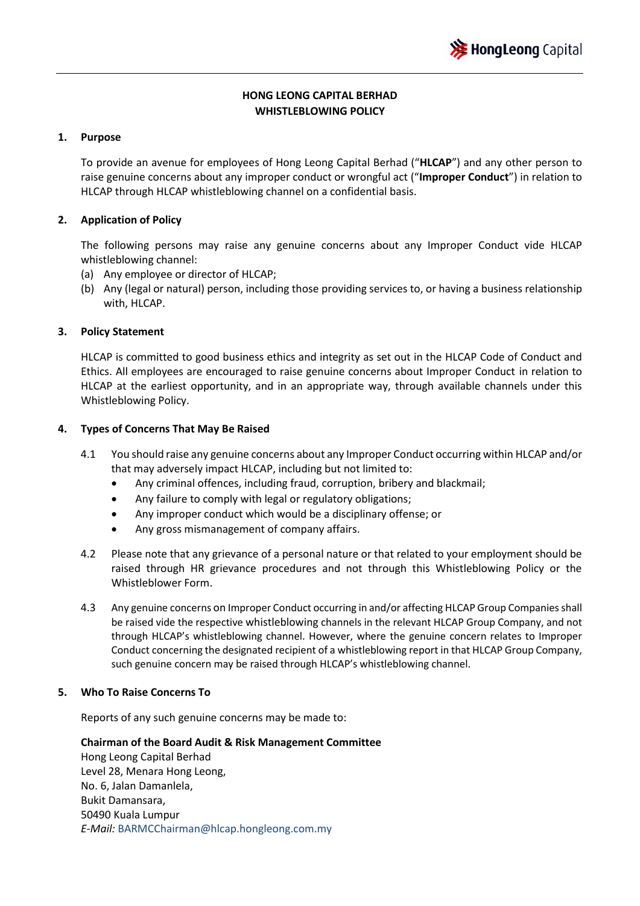# HONG LEONG CAPITAL BERHAD
# WHISTLEBLOWING POLICY

## 1. Purpose

To provide an avenue for employees of Hong Leong Capital Berhad ("**HLCAP**") and any other person to raise genuine concerns about any improper conduct or wrongful act ("**Improper Conduct**") in relation to HLCAP through HLCAP whistleblowing channel on a confidential basis.

## 2. Application of Policy

The following persons may raise any genuine concerns about any Improper Conduct vide HLCAP whistleblowing channel:

(a) Any employee or director of HLCAP;
(b) Any (legal or natural) person, including those providing services to, or having a business relationship with, HLCAP.

## 3. Policy Statement

HLCAP is committed to good business ethics and integrity as set out in the HLCAP Code of Conduct and Ethics. All employees are encouraged to raise genuine concerns about Improper Conduct in relation to HLCAP at the earliest opportunity, and in an appropriate way, through available channels under this Whistleblowing Policy.

## 4. Types of Concerns That May Be Raised

4.1 You should raise any genuine concerns about any Improper Conduct occurring within HLCAP and/or that may adversely impact HLCAP, including but not limited to:

- Any criminal offences, including fraud, corruption, bribery and blackmail;
- Any failure to comply with legal or regulatory obligations;
- Any improper conduct which would be a disciplinary offense; or
- Any gross mismanagement of company affairs.

4.2 Please note that any grievance of a personal nature or that related to your employment should be raised through HR grievance procedures and not through this Whistleblowing Policy or the Whistleblower Form.

4.3 Any genuine concerns on Improper Conduct occurring in and/or affecting HLCAP Group Companies shall be raised vide the respective whistleblowing channels in the relevant HLCAP Group Company, and not through HLCAP's whistleblowing channel. However, where the genuine concern relates to Improper Conduct concerning the designated recipient of a whistleblowing report in that HLCAP Group Company, such genuine concern may be raised through HLCAP's whistleblowing channel.

## 5. Who To Raise Concerns To

Reports of any such genuine concerns may be made to:

**Chairman of the Board Audit & Risk Management Committee**
Hong Leong Capital Berhad
Level 28, Menara Hong Leong,
No. 6, Jalan Damanlela,
Bukit Damansara,
50490 Kuala Lumpur
*E-Mail:* BARMCChairman@hlcap.hongleong.com.my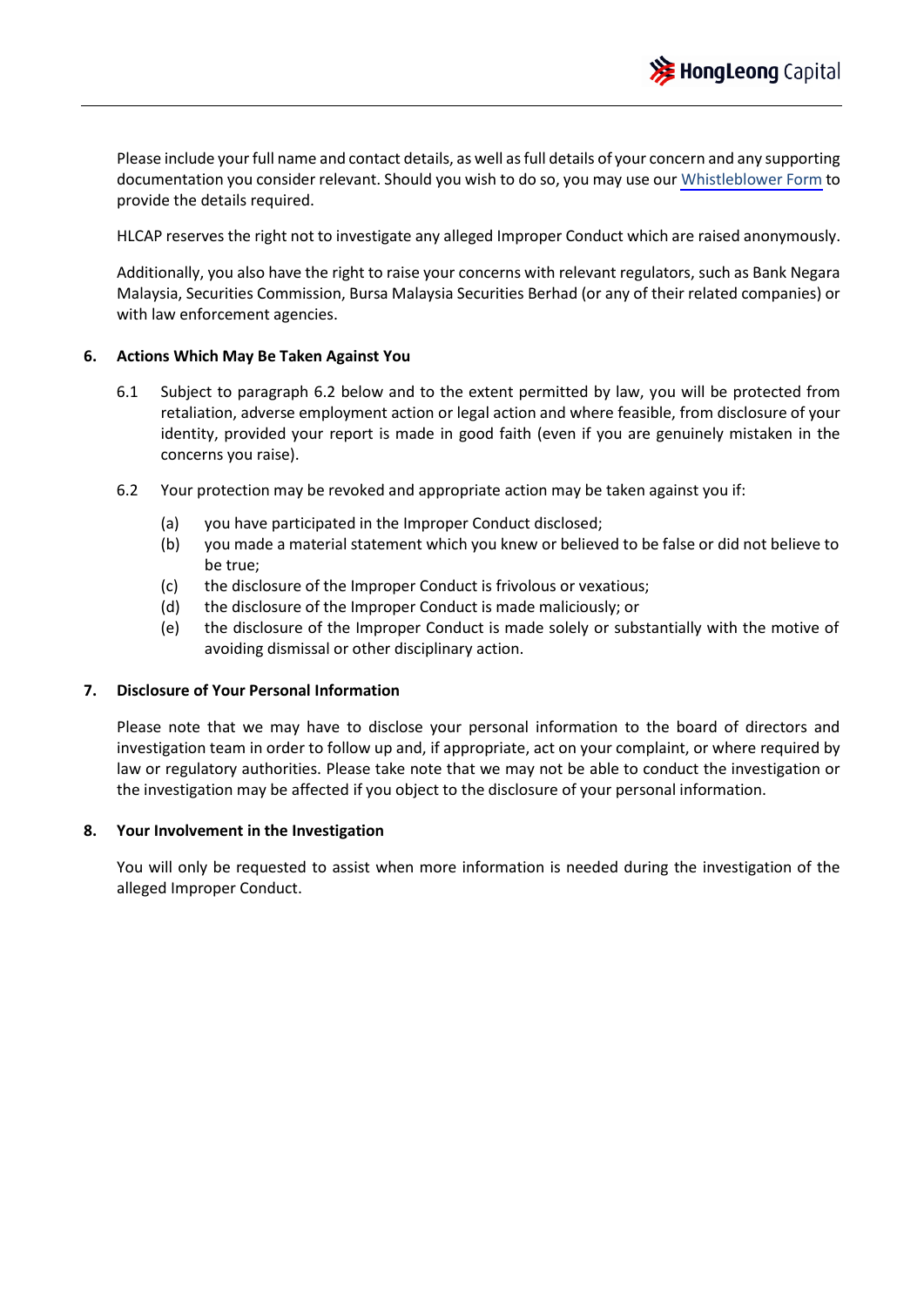Please include your full name and contact details, as well as full details of your concern and any supporting documentation you consider relevant. Should you wish to do so, you may use our Whistleblower Form to provide the details required.

HLCAP reserves the right not to investigate any alleged Improper Conduct which are raised anonymously.

Additionally, you also have the right to raise your concerns with relevant regulators, such as Bank Negara Malaysia, Securities Commission, Bursa Malaysia Securities Berhad (or any of their related companies) or with law enforcement agencies.

## 6. Actions Which May Be Taken Against You

6.1 Subject to paragraph 6.2 below and to the extent permitted by law, you will be protected from retaliation, adverse employment action or legal action and where feasible, from disclosure of your identity, provided your report is made in good faith (even if you are genuinely mistaken in the concerns you raise).

6.2 Your protection may be revoked and appropriate action may be taken against you if:

(a) you have participated in the Improper Conduct disclosed;
(b) you made a material statement which you knew or believed to be false or did not believe to be true;
(c) the disclosure of the Improper Conduct is frivolous or vexatious;
(d) the disclosure of the Improper Conduct is made maliciously; or
(e) the disclosure of the Improper Conduct is made solely or substantially with the motive of avoiding dismissal or other disciplinary action.

## 7. Disclosure of Your Personal Information

Please note that we may have to disclose your personal information to the board of directors and investigation team in order to follow up and, if appropriate, act on your complaint, or where required by law or regulatory authorities. Please take note that we may not be able to conduct the investigation or the investigation may be affected if you object to the disclosure of your personal information.

## 8. Your Involvement in the Investigation

You will only be requested to assist when more information is needed during the investigation of the alleged Improper Conduct.